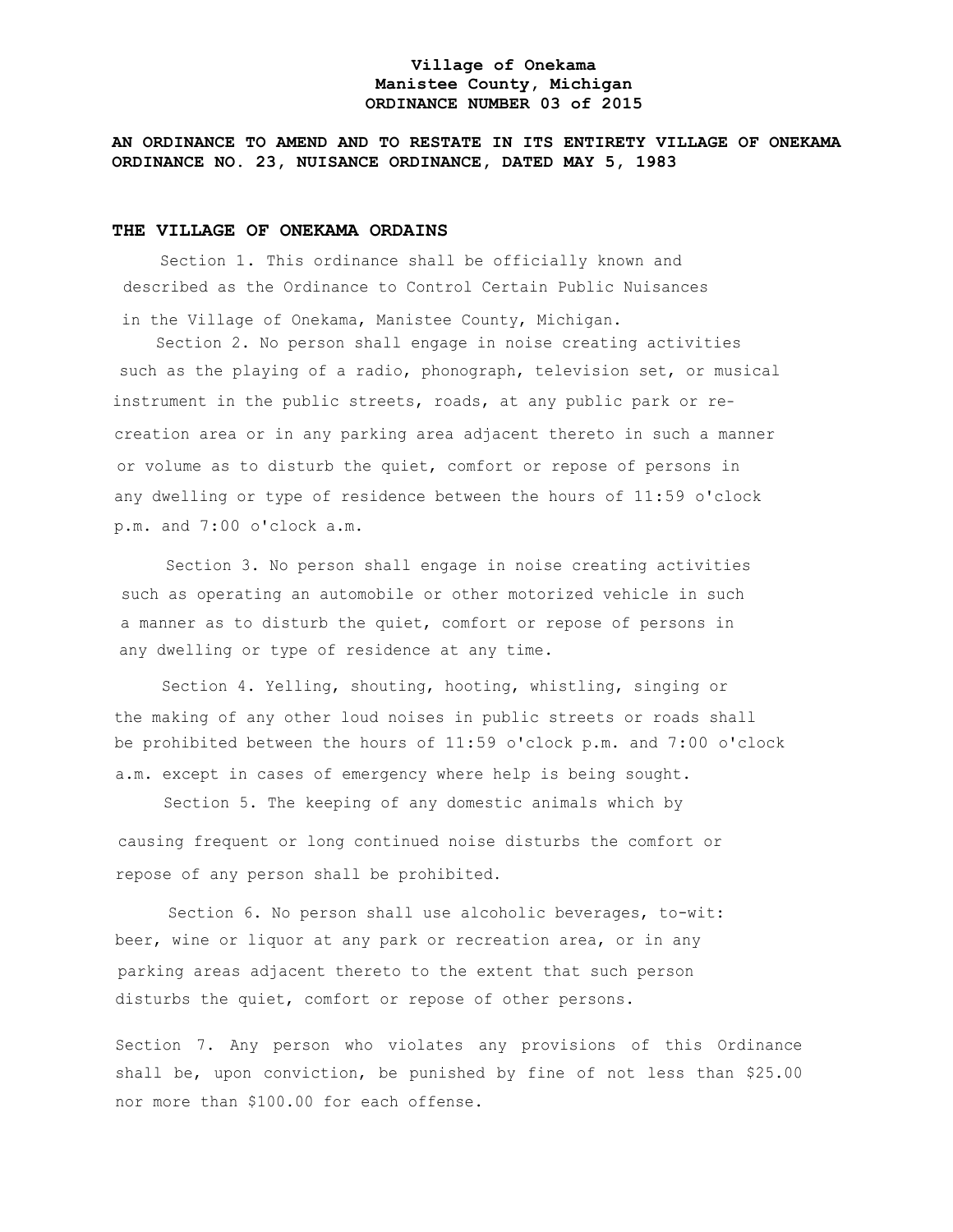**Village of Onekama**
**Manistee County, Michigan**
**ORDINANCE NUMBER 03 of 2015**

**AN ORDINANCE TO AMEND AND TO RESTATE IN ITS ENTIRETY VILLAGE OF ONEKAMA ORDINANCE NO. 23, NUISANCE ORDINANCE, DATED MAY 5, 1983**

**THE VILLAGE OF ONEKAMA ORDAINS**

Section 1. This ordinance shall be officially known and described as the Ordinance to Control Certain Public Nuisances in the Village of Onekama, Manistee County, Michigan.

Section 2. No person shall engage in noise creating activities such as the playing of a radio, phonograph, television set, or musical instrument in the public streets, roads, at any public park or recreation area or in any parking area adjacent thereto in such a manner or volume as to disturb the quiet, comfort or repose of persons in any dwelling or type of residence between the hours of 11:59 o'clock p.m. and 7:00 o'clock a.m.

Section 3. No person shall engage in noise creating activities such as operating an automobile or other motorized vehicle in such a manner as to disturb the quiet, comfort or repose of persons in any dwelling or type of residence at any time.

Section 4. Yelling, shouting, hooting, whistling, singing or the making of any other loud noises in public streets or roads shall be prohibited between the hours of 11:59 o'clock p.m. and 7:00 o'clock a.m. except in cases of emergency where help is being sought.

Section 5. The keeping of any domestic animals which by causing frequent or long continued noise disturbs the comfort or repose of any person shall be prohibited.

Section 6. No person shall use alcoholic beverages, to-wit: beer, wine or liquor at any park or recreation area, or in any parking areas adjacent thereto to the extent that such person disturbs the quiet, comfort or repose of other persons.

Section 7. Any person who violates any provisions of this Ordinance shall be, upon conviction, be punished by fine of not less than $25.00 nor more than $100.00 for each offense.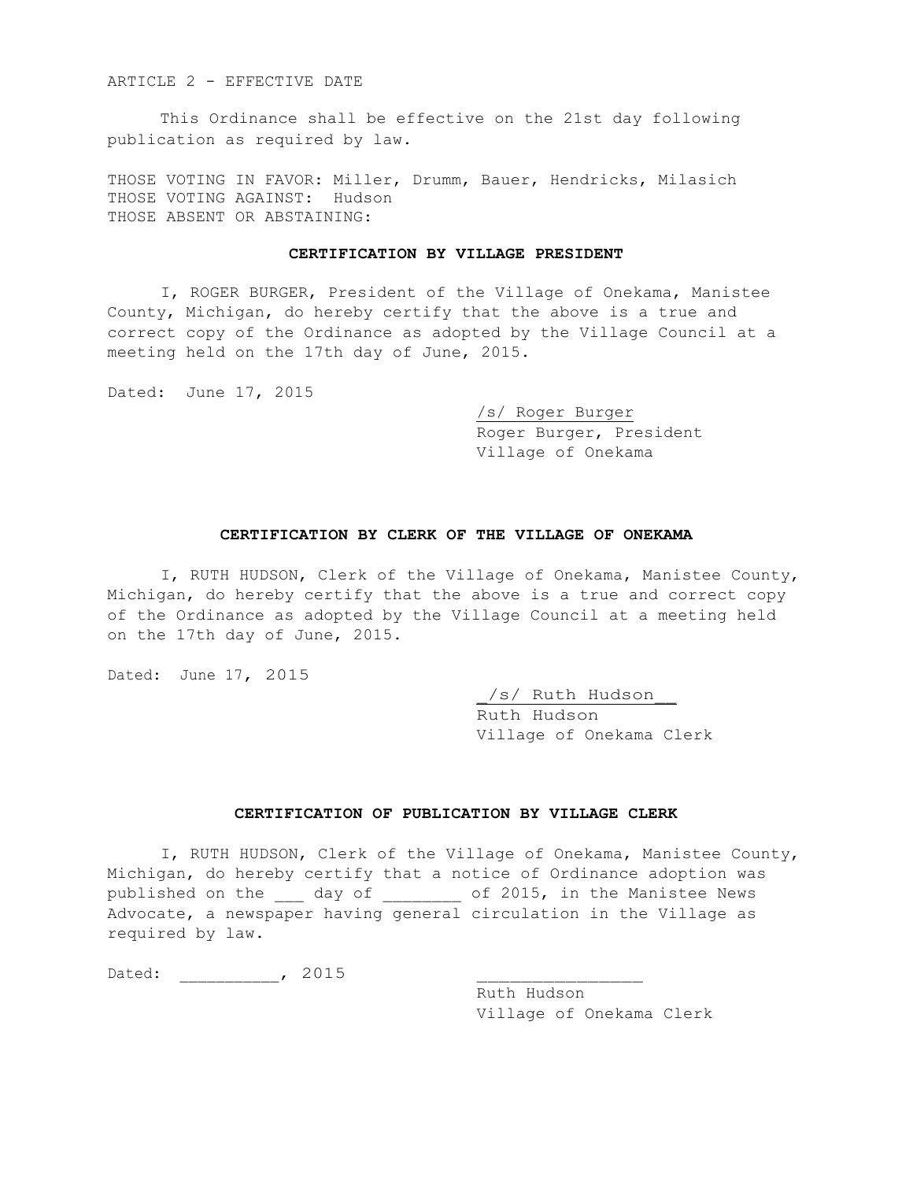ARTICLE 2 - EFFECTIVE DATE

This Ordinance shall be effective on the 21st day following publication as required by law.

THOSE VOTING IN FAVOR: Miller, Drumm, Bauer, Hendricks, Milasich
THOSE VOTING AGAINST: Hudson
THOSE ABSENT OR ABSTAINING:

**CERTIFICATION BY VILLAGE PRESIDENT**

I, ROGER BURGER, President of the Village of Onekama, Manistee County, Michigan, do hereby certify that the above is a true and correct copy of the Ordinance as adopted by the Village Council at a meeting held on the 17th day of June, 2015.

Dated: June 17, 2015

/s/ Roger Burger
Roger Burger, President
Village of Onekama

**CERTIFICATION BY CLERK OF THE VILLAGE OF ONEKAMA**

I, RUTH HUDSON, Clerk of the Village of Onekama, Manistee County, Michigan, do hereby certify that the above is a true and correct copy of the Ordinance as adopted by the Village Council at a meeting held on the 17th day of June, 2015.

Dated: June 17, 2015

_/s/ Ruth Hudson__
Ruth Hudson
Village of Onekama Clerk

**CERTIFICATION OF PUBLICATION BY VILLAGE CLERK**

I, RUTH HUDSON, Clerk of the Village of Onekama, Manistee County, Michigan, do hereby certify that a notice of Ordinance adoption was published on the ___ day of ________ of 2015, in the Manistee News Advocate, a newspaper having general circulation in the Village as required by law.

Dated: __________, 2015

_________________
Ruth Hudson
Village of Onekama Clerk